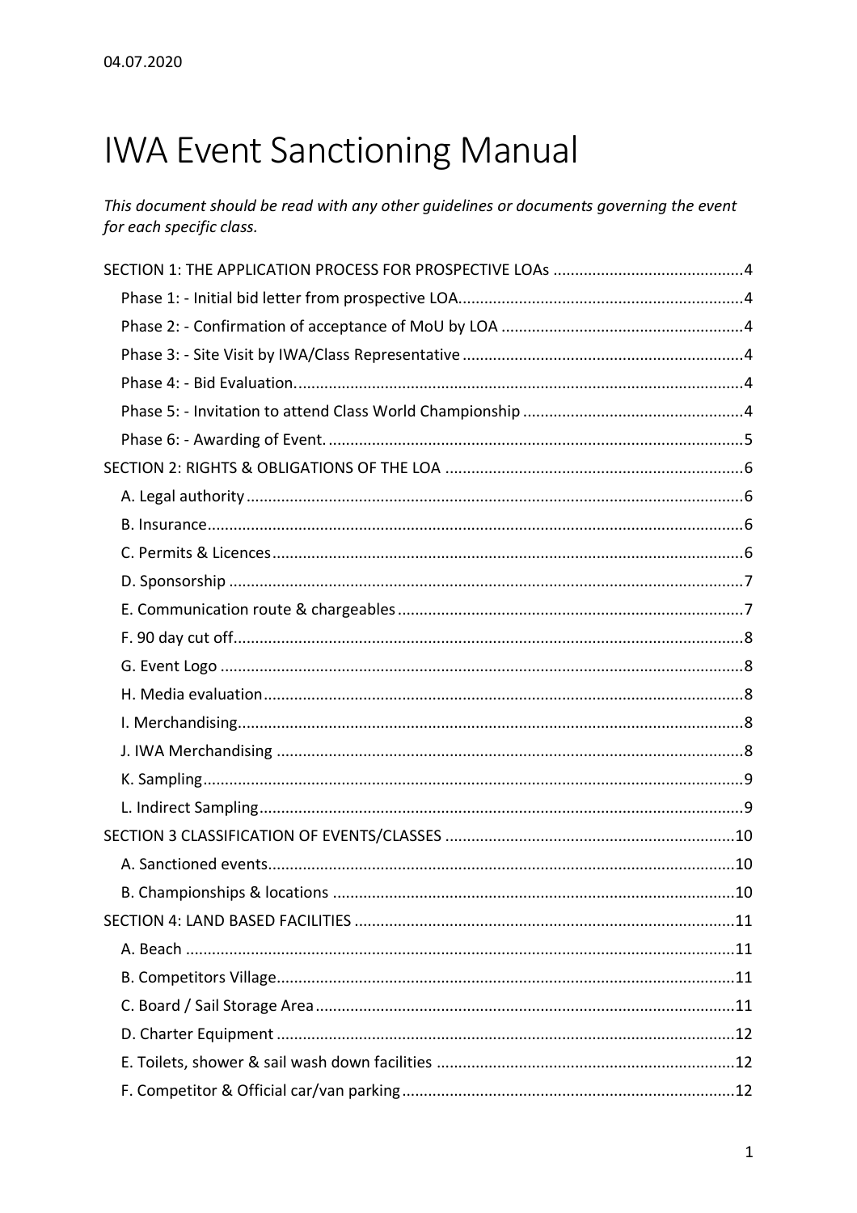04.07.2020

# IWA Event Sanctioning Manual

*This document should be read with any other guidelines or documents governing the event for each specific class.*

SECTION 1: THE APPLICATION PROCESS FOR PROSPECTIVE LOAs ........................................... 4
- Phase 1: - Initial bid letter from prospective LOA................................................................ 4
- Phase 2: - Confirmation of acceptance of MoU by LOA ....................................................... 4
- Phase 3: - Site Visit by IWA/Class Representative ................................................................ 4
- Phase 4: - Bid Evaluation....................................................................................................... 4
- Phase 5: - Invitation to attend Class World Championship .................................................. 4
- Phase 6: - Awarding of Event................................................................................................ 5

SECTION 2: RIGHTS & OBLIGATIONS OF THE LOA .................................................................... 6
- A. Legal authority ................................................................................................................. 6
- B. Insurance.......................................................................................................................... 6
- C. Permits & Licences ........................................................................................................... 6
- D. Sponsorship ..................................................................................................................... 7
- E. Communication route & chargeables ............................................................................... 7
- F. 90 day cut off.................................................................................................................... 8
- G. Event Logo ....................................................................................................................... 8
- H. Media evaluation ............................................................................................................. 8
- I. Merchandising................................................................................................................... 8
- J. IWA Merchandising .......................................................................................................... 8
- K. Sampling........................................................................................................................... 9
- L. Indirect Sampling.............................................................................................................. 9

SECTION 3 CLASSIFICATION OF EVENTS/CLASSES .................................................................. 10
- A. Sanctioned events.......................................................................................................... 10
- B. Championships & locations ............................................................................................ 10

SECTION 4: LAND BASED FACILITIES ....................................................................................... 11
- A. Beach ............................................................................................................................. 11
- B. Competitors Village........................................................................................................ 11
- C. Board / Sail Storage Area ............................................................................................... 11
- D. Charter Equipment ........................................................................................................ 12
- E. Toilets, shower & sail wash down facilities .................................................................... 12
- F. Competitor & Official car/van parking ............................................................................ 12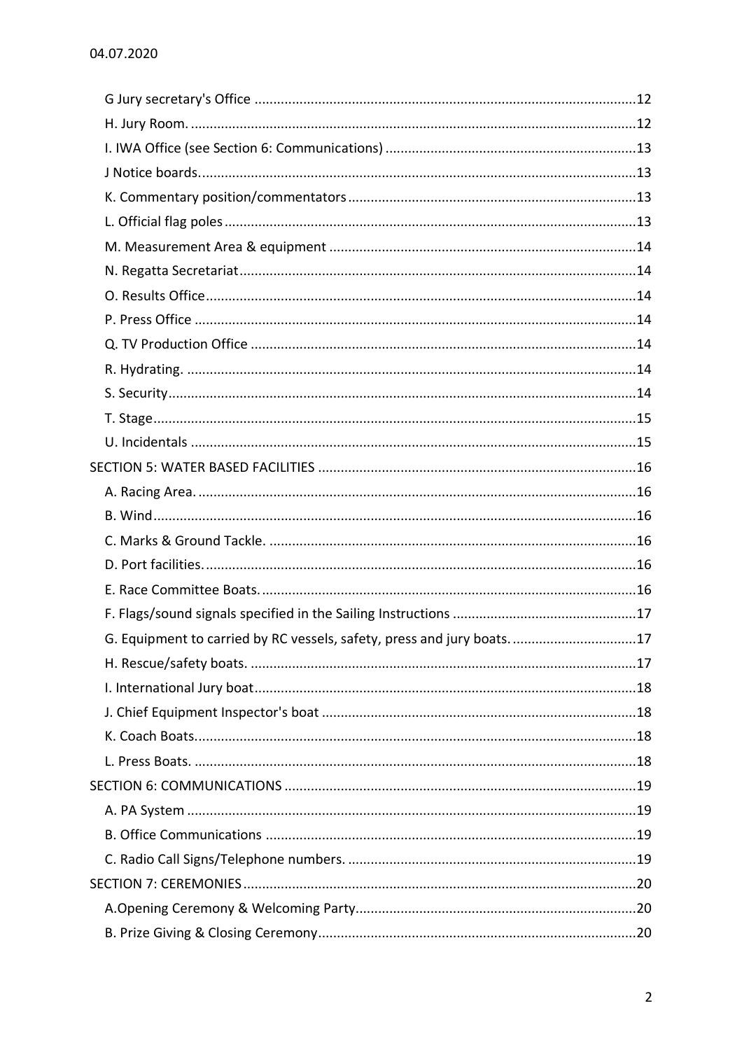04.07.2020

G Jury secretary's Office ....................................................................................................12
H. Jury Room. ......................................................................................................................12
I. IWA Office (see Section 6: Communications) ...................................................................13
J Notice boards......................................................................................................................13
K. Commentary position/commentators ..............................................................................13
L. Official flag poles ..............................................................................................................13
M. Measurement Area & equipment ..................................................................................14
N. Regatta Secretariat ..........................................................................................................14
O. Results Office ...................................................................................................................14
P. Press Office .......................................................................................................................14
Q. TV Production Office ........................................................................................................14
R. Hydrating. .........................................................................................................................14
S. Security ..............................................................................................................................14
T. Stage ..................................................................................................................................15
U. Incidentals ........................................................................................................................15
SECTION 5: WATER BASED FACILITIES .................................................................................16
A. Racing Area. ......................................................................................................................16
B. Wind ..................................................................................................................................16
C. Marks & Ground Tackle. ...................................................................................................16
D. Port facilities. ....................................................................................................................16
E. Race Committee Boats. .....................................................................................................16
F. Flags/sound signals specified in the Sailing Instructions ..................................................17
G. Equipment to carried by RC vessels, safety, press and jury boats. ..................................17
H. Rescue/safety boats. .........................................................................................................17
I. International Jury boat .......................................................................................................18
J. Chief Equipment Inspector's boat .....................................................................................18
K. Coach Boats. ......................................................................................................................18
L. Press Boats. .......................................................................................................................18
SECTION 6: COMMUNICATIONS ...........................................................................................19
A. PA System .........................................................................................................................19
B. Office Communications ....................................................................................................19
C. Radio Call Signs/Telephone numbers. ..............................................................................19
SECTION 7: CEREMONIES ......................................................................................................20
A.Opening Ceremony & Welcoming Party ............................................................................20
B. Prize Giving & Closing Ceremony ......................................................................................20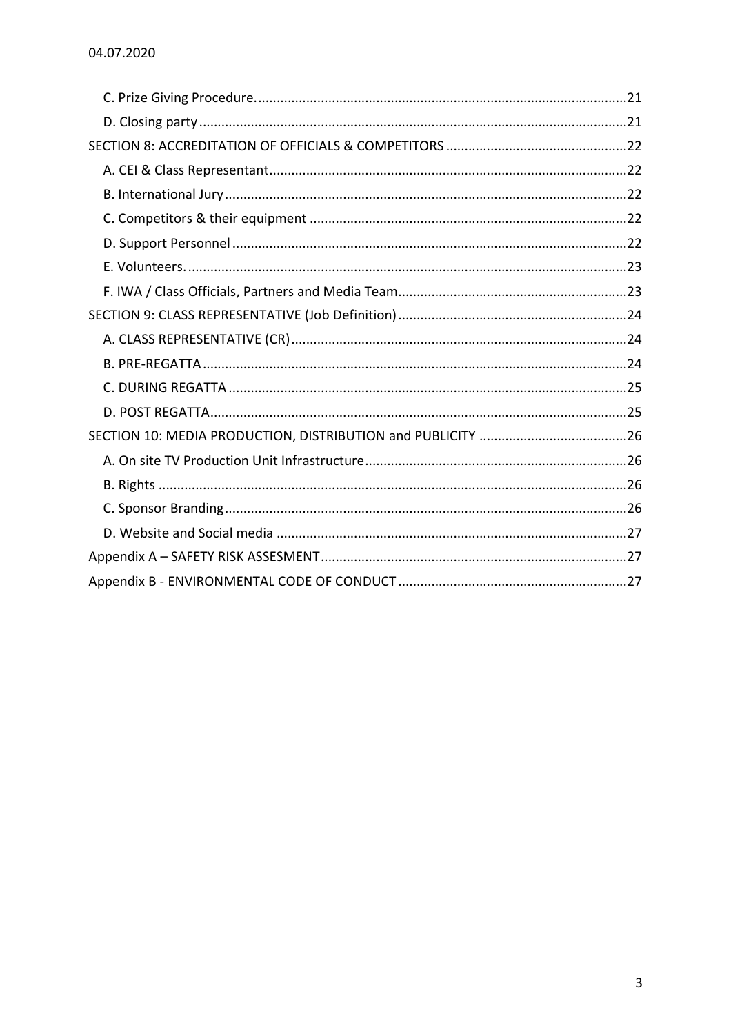04.07.2020

C. Prize Giving Procedure. .....21

D. Closing party .....21

SECTION 8: ACCREDITATION OF OFFICIALS & COMPETITORS .....22

A. CEI & Class Representant .....22

B. International Jury .....22

C. Competitors & their equipment .....22

D. Support Personnel .....22

E. Volunteers. .....23

F. IWA / Class Officials, Partners and Media Team .....23

SECTION 9: CLASS REPRESENTATIVE (Job Definition) .....24

A. CLASS REPRESENTATIVE (CR) .....24

B. PRE-REGATTA .....24

C. DURING REGATTA .....25

D. POST REGATTA .....25

SECTION 10: MEDIA PRODUCTION, DISTRIBUTION and PUBLICITY .....26

A. On site TV Production Unit Infrastructure .....26

B. Rights .....26

C. Sponsor Branding .....26

D. Website and Social media .....27

Appendix A – SAFETY RISK ASSESMENT .....27

Appendix B - ENVIRONMENTAL CODE OF CONDUCT .....27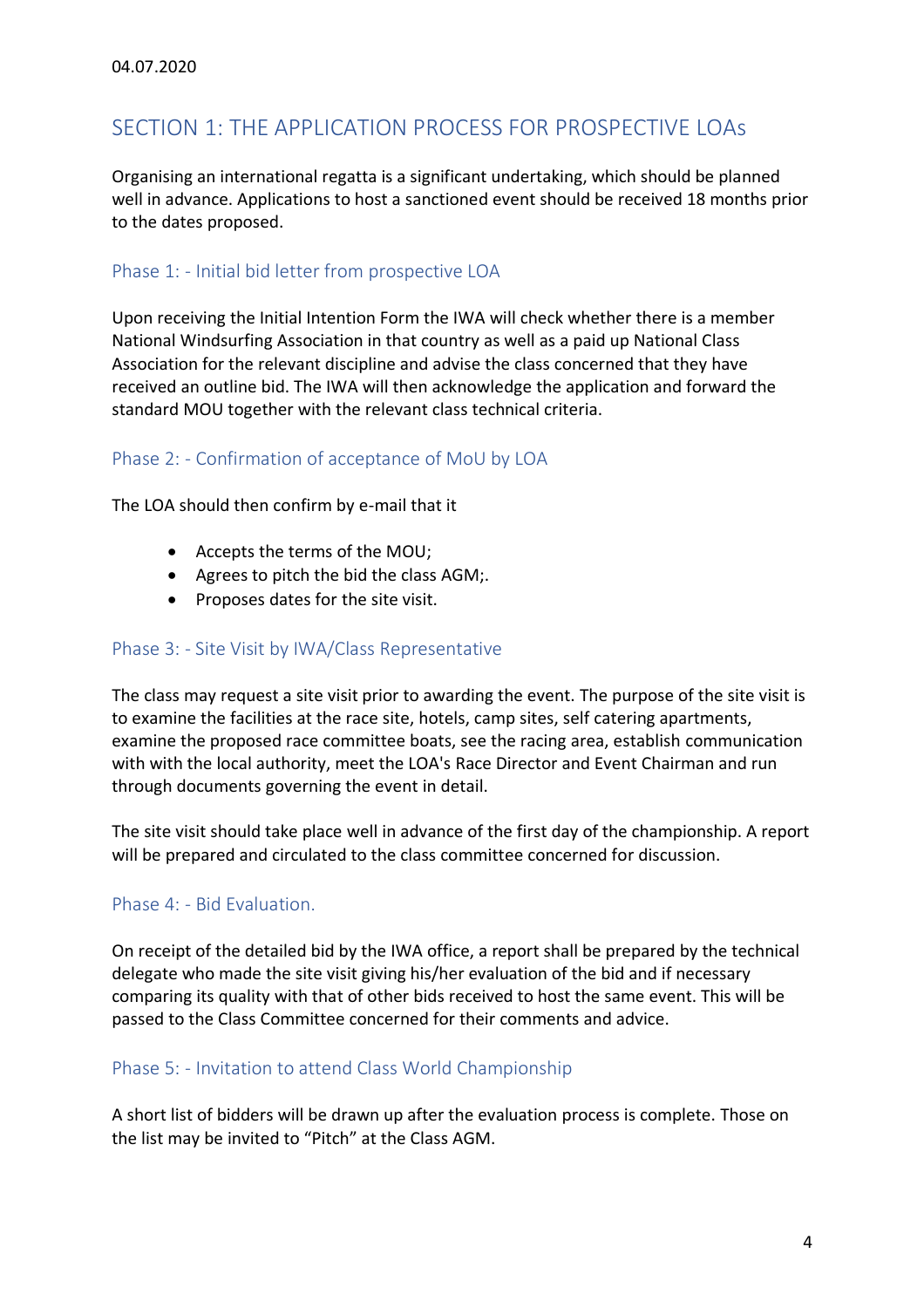04.07.2020

## SECTION 1: THE APPLICATION PROCESS FOR PROSPECTIVE LOAs

Organising an international regatta is a significant undertaking, which should be planned well in advance. Applications to host a sanctioned event should be received 18 months prior to the dates proposed.

### Phase 1: - Initial bid letter from prospective LOA

Upon receiving the Initial Intention Form the IWA will check whether there is a member National Windsurfing Association in that country as well as a paid up National Class Association for the relevant discipline and advise the class concerned that they have received an outline bid. The IWA will then acknowledge the application and forward the standard MOU together with the relevant class technical criteria.

### Phase 2: - Confirmation of acceptance of MoU by LOA

The LOA should then confirm by e-mail that it

- Accepts the terms of the MOU;
- Agrees to pitch the bid the class AGM;.
- Proposes dates for the site visit.

### Phase 3: - Site Visit by IWA/Class Representative

The class may request a site visit prior to awarding the event. The purpose of the site visit is to examine the facilities at the race site, hotels, camp sites, self catering apartments, examine the proposed race committee boats, see the racing area, establish communication with with the local authority, meet the LOA's Race Director and Event Chairman and run through documents governing the event in detail.

The site visit should take place well in advance of the first day of the championship. A report will be prepared and circulated to the class committee concerned for discussion.

### Phase 4: - Bid Evaluation.

On receipt of the detailed bid by the IWA office, a report shall be prepared by the technical delegate who made the site visit giving his/her evaluation of the bid and if necessary comparing its quality with that of other bids received to host the same event. This will be passed to the Class Committee concerned for their comments and advice.

### Phase 5: - Invitation to attend Class World Championship

A short list of bidders will be drawn up after the evaluation process is complete. Those on the list may be invited to "Pitch" at the Class AGM.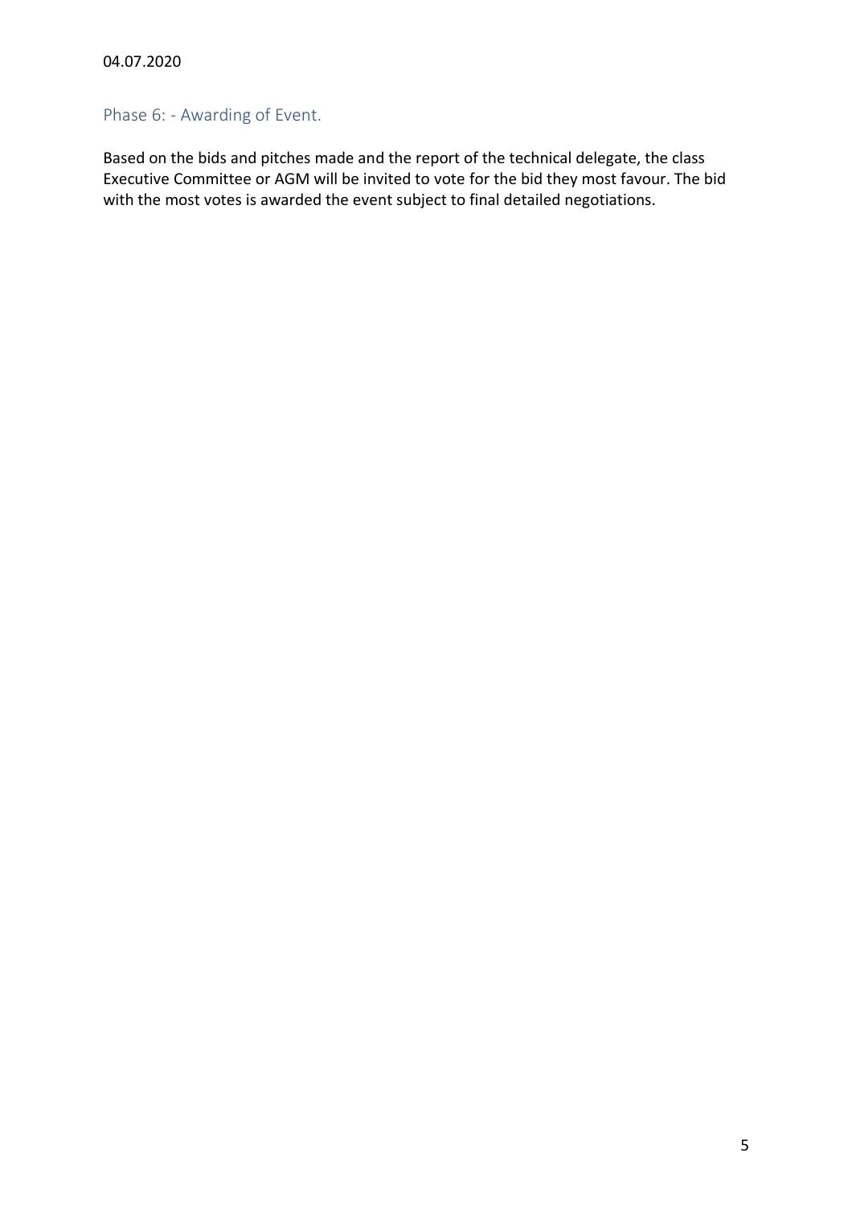## Phase 6: - Awarding of Event.

Based on the bids and pitches made and the report of the technical delegate, the class Executive Committee or AGM will be invited to vote for the bid they most favour. The bid with the most votes is awarded the event subject to final detailed negotiations.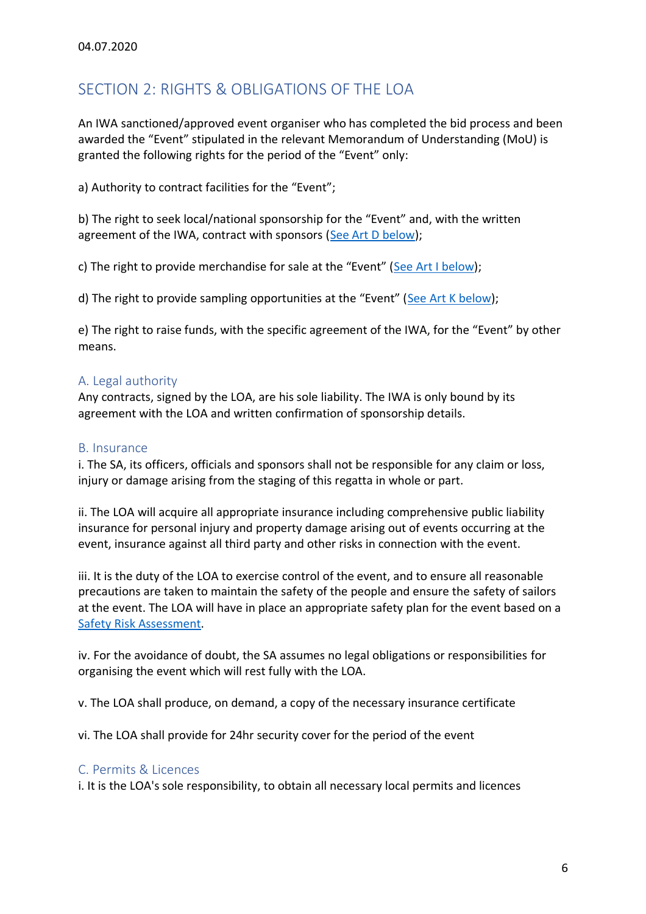04.07.2020

## SECTION 2: RIGHTS & OBLIGATIONS OF THE LOA

An IWA sanctioned/approved event organiser who has completed the bid process and been awarded the "Event" stipulated in the relevant Memorandum of Understanding (MoU) is granted the following rights for the period of the "Event" only:

a) Authority to contract facilities for the "Event";

b) The right to seek local/national sponsorship for the "Event" and, with the written agreement of the IWA, contract with sponsors (See Art D below);

c) The right to provide merchandise for sale at the "Event" (See Art I below);

d) The right to provide sampling opportunities at the "Event" (See Art K below);

e) The right to raise funds, with the specific agreement of the IWA, for the "Event" by other means.

### A. Legal authority

Any contracts, signed by the LOA, are his sole liability. The IWA is only bound by its agreement with the LOA and written confirmation of sponsorship details.

### B. Insurance

i. The SA, its officers, officials and sponsors shall not be responsible for any claim or loss, injury or damage arising from the staging of this regatta in whole or part.

ii. The LOA will acquire all appropriate insurance including comprehensive public liability insurance for personal injury and property damage arising out of events occurring at the event, insurance against all third party and other risks in connection with the event.

iii. It is the duty of the LOA to exercise control of the event, and to ensure all reasonable precautions are taken to maintain the safety of the people and ensure the safety of sailors at the event. The LOA will have in place an appropriate safety plan for the event based on a Safety Risk Assessment.

iv. For the avoidance of doubt, the SA assumes no legal obligations or responsibilities for organising the event which will rest fully with the LOA.

v. The LOA shall produce, on demand, a copy of the necessary insurance certificate

vi. The LOA shall provide for 24hr security cover for the period of the event

### C. Permits & Licences

i. It is the LOA's sole responsibility, to obtain all necessary local permits and licences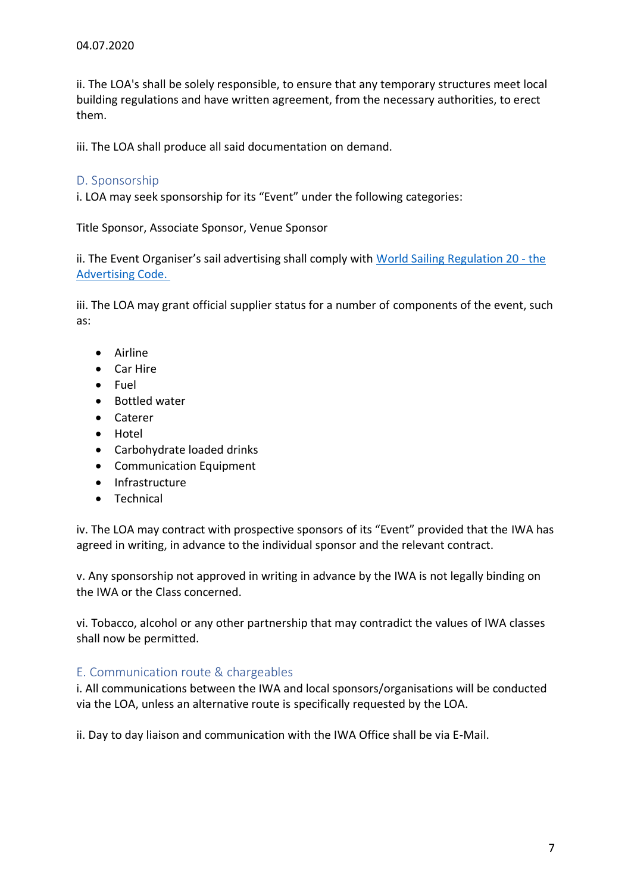04.07.2020

ii. The LOA's shall be solely responsible, to ensure that any temporary structures meet local building regulations and have written agreement, from the necessary authorities, to erect them.

iii. The LOA shall produce all said documentation on demand.

### D. Sponsorship

i. LOA may seek sponsorship for its “Event” under the following categories:

Title Sponsor, Associate Sponsor, Venue Sponsor

ii. The Event Organiser’s sail advertising shall comply with [World Sailing Regulation 20 - the Advertising Code.](#)

iii. The LOA may grant official supplier status for a number of components of the event, such as:

- Airline
- Car Hire
- Fuel
- Bottled water
- Caterer
- Hotel
- Carbohydrate loaded drinks
- Communication Equipment
- Infrastructure
- Technical

iv. The LOA may contract with prospective sponsors of its “Event” provided that the IWA has agreed in writing, in advance to the individual sponsor and the relevant contract.

v. Any sponsorship not approved in writing in advance by the IWA is not legally binding on the IWA or the Class concerned.

vi. Tobacco, alcohol or any other partnership that may contradict the values of IWA classes shall now be permitted.

### E. Communication route & chargeables

i. All communications between the IWA and local sponsors/organisations will be conducted via the LOA, unless an alternative route is specifically requested by the LOA.

ii. Day to day liaison and communication with the IWA Office shall be via E-Mail.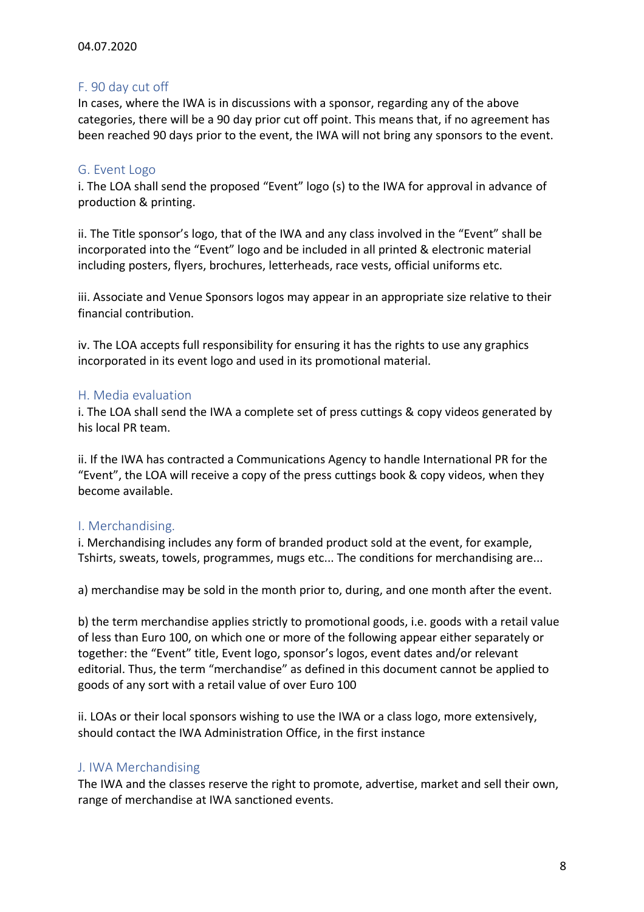04.07.2020

## F. 90 day cut off

In cases, where the IWA is in discussions with a sponsor, regarding any of the above categories, there will be a 90 day prior cut off point. This means that, if no agreement has been reached 90 days prior to the event, the IWA will not bring any sponsors to the event.

## G. Event Logo

i. The LOA shall send the proposed "Event" logo (s) to the IWA for approval in advance of production & printing.

ii. The Title sponsor's logo, that of the IWA and any class involved in the "Event" shall be incorporated into the "Event" logo and be included in all printed & electronic material including posters, flyers, brochures, letterheads, race vests, official uniforms etc.

iii. Associate and Venue Sponsors logos may appear in an appropriate size relative to their financial contribution.

iv. The LOA accepts full responsibility for ensuring it has the rights to use any graphics incorporated in its event logo and used in its promotional material.

## H. Media evaluation

i. The LOA shall send the IWA a complete set of press cuttings & copy videos generated by his local PR team.

ii. If the IWA has contracted a Communications Agency to handle International PR for the "Event", the LOA will receive a copy of the press cuttings book & copy videos, when they become available.

## I. Merchandising.

i. Merchandising includes any form of branded product sold at the event, for example, Tshirts, sweats, towels, programmes, mugs etc... The conditions for merchandising are...

a) merchandise may be sold in the month prior to, during, and one month after the event.

b) the term merchandise applies strictly to promotional goods, i.e. goods with a retail value of less than Euro 100, on which one or more of the following appear either separately or together: the "Event" title, Event logo, sponsor's logos, event dates and/or relevant editorial. Thus, the term "merchandise" as defined in this document cannot be applied to goods of any sort with a retail value of over Euro 100

ii. LOAs or their local sponsors wishing to use the IWA or a class logo, more extensively, should contact the IWA Administration Office, in the first instance

## J. IWA Merchandising

The IWA and the classes reserve the right to promote, advertise, market and sell their own, range of merchandise at IWA sanctioned events.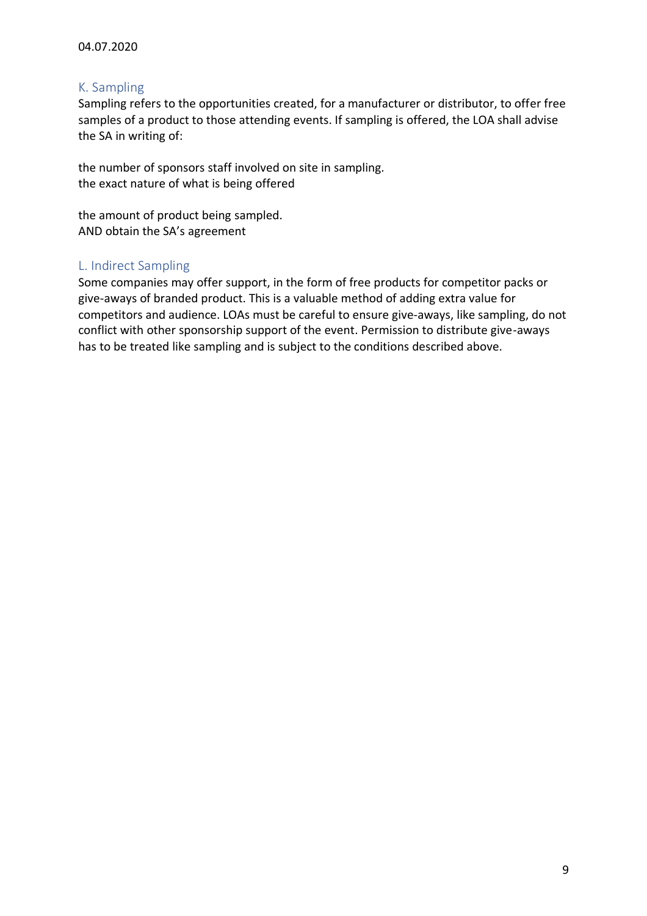## K. Sampling

Sampling refers to the opportunities created, for a manufacturer or distributor, to offer free samples of a product to those attending events. If sampling is offered, the LOA shall advise the SA in writing of:

the number of sponsors staff involved on site in sampling.
the exact nature of what is being offered

the amount of product being sampled.
AND obtain the SA's agreement

## L. Indirect Sampling

Some companies may offer support, in the form of free products for competitor packs or give-aways of branded product. This is a valuable method of adding extra value for competitors and audience. LOAs must be careful to ensure give-aways, like sampling, do not conflict with other sponsorship support of the event. Permission to distribute give-aways has to be treated like sampling and is subject to the conditions described above.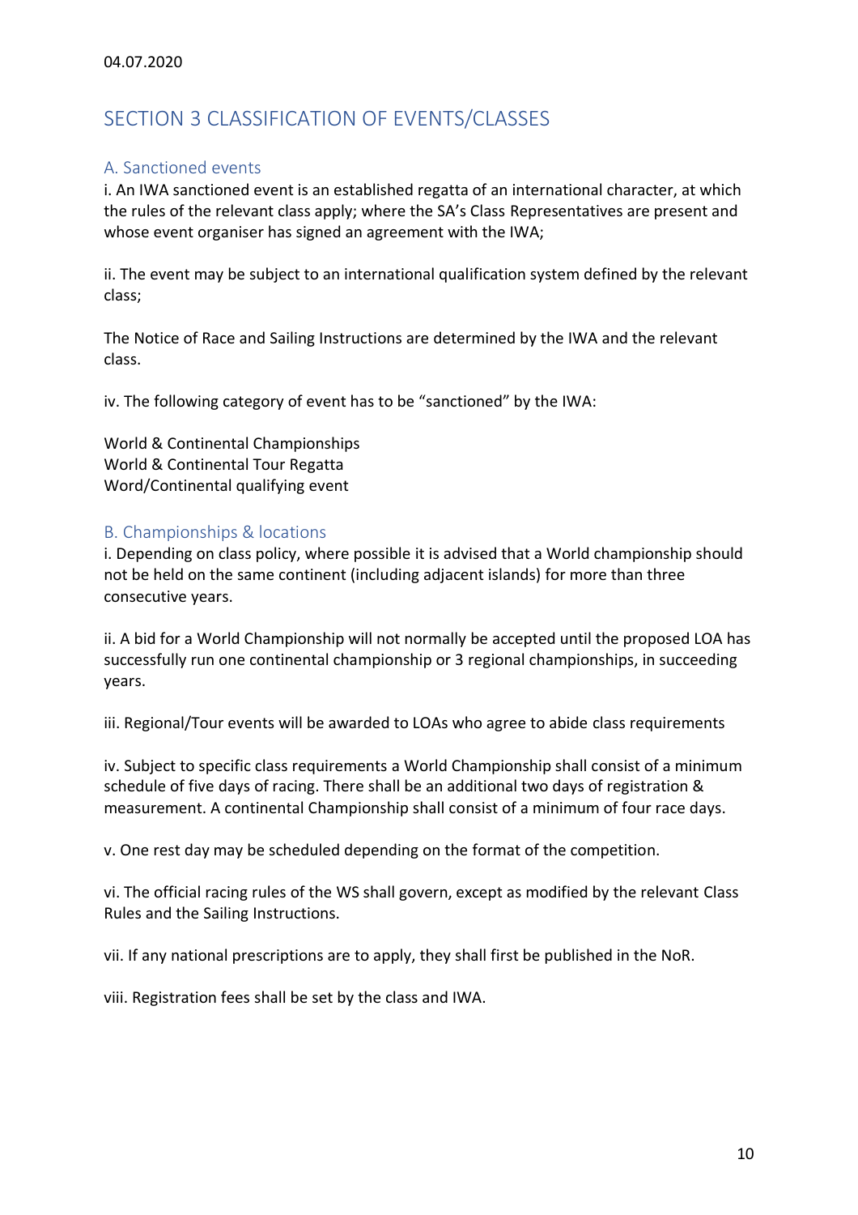04.07.2020

# SECTION 3 CLASSIFICATION OF EVENTS/CLASSES

## A. Sanctioned events

i. An IWA sanctioned event is an established regatta of an international character, at which the rules of the relevant class apply; where the SA's Class Representatives are present and whose event organiser has signed an agreement with the IWA;

ii. The event may be subject to an international qualification system defined by the relevant class;

The Notice of Race and Sailing Instructions are determined by the IWA and the relevant class.

iv. The following category of event has to be "sanctioned" by the IWA:

World & Continental Championships
World & Continental Tour Regatta
Word/Continental qualifying event

## B. Championships & locations

i. Depending on class policy, where possible it is advised that a World championship should not be held on the same continent (including adjacent islands) for more than three consecutive years.

ii. A bid for a World Championship will not normally be accepted until the proposed LOA has successfully run one continental championship or 3 regional championships, in succeeding years.

iii. Regional/Tour events will be awarded to LOAs who agree to abide class requirements

iv. Subject to specific class requirements a World Championship shall consist of a minimum schedule of five days of racing. There shall be an additional two days of registration & measurement. A continental Championship shall consist of a minimum of four race days.

v. One rest day may be scheduled depending on the format of the competition.

vi. The official racing rules of the WS shall govern, except as modified by the relevant Class Rules and the Sailing Instructions.

vii. If any national prescriptions are to apply, they shall first be published in the NoR.

viii. Registration fees shall be set by the class and IWA.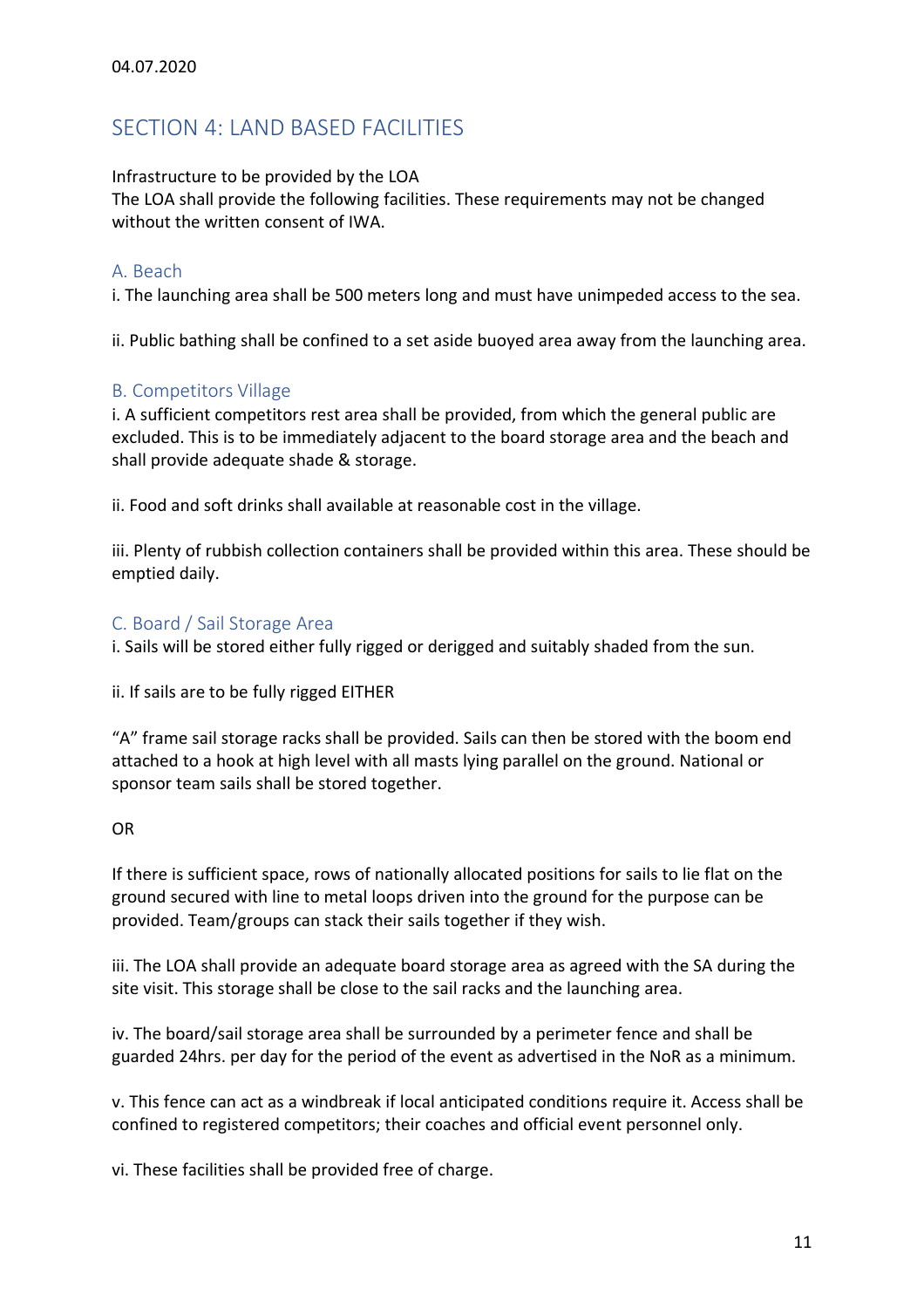04.07.2020

## SECTION 4: LAND BASED FACILITIES

Infrastructure to be provided by the LOA
The LOA shall provide the following facilities. These requirements may not be changed without the written consent of IWA.

### A. Beach

i. The launching area shall be 500 meters long and must have unimpeded access to the sea.

ii. Public bathing shall be confined to a set aside buoyed area away from the launching area.

### B. Competitors Village

i. A sufficient competitors rest area shall be provided, from which the general public are excluded. This is to be immediately adjacent to the board storage area and the beach and shall provide adequate shade & storage.

ii. Food and soft drinks shall available at reasonable cost in the village.

iii. Plenty of rubbish collection containers shall be provided within this area. These should be emptied daily.

### C. Board / Sail Storage Area

i. Sails will be stored either fully rigged or derigged and suitably shaded from the sun.

ii. If sails are to be fully rigged EITHER

"A" frame sail storage racks shall be provided. Sails can then be stored with the boom end attached to a hook at high level with all masts lying parallel on the ground. National or sponsor team sails shall be stored together.

OR

If there is sufficient space, rows of nationally allocated positions for sails to lie flat on the ground secured with line to metal loops driven into the ground for the purpose can be provided. Team/groups can stack their sails together if they wish.

iii. The LOA shall provide an adequate board storage area as agreed with the SA during the site visit. This storage shall be close to the sail racks and the launching area.

iv. The board/sail storage area shall be surrounded by a perimeter fence and shall be guarded 24hrs. per day for the period of the event as advertised in the NoR as a minimum.

v. This fence can act as a windbreak if local anticipated conditions require it. Access shall be confined to registered competitors; their coaches and official event personnel only.

vi. These facilities shall be provided free of charge.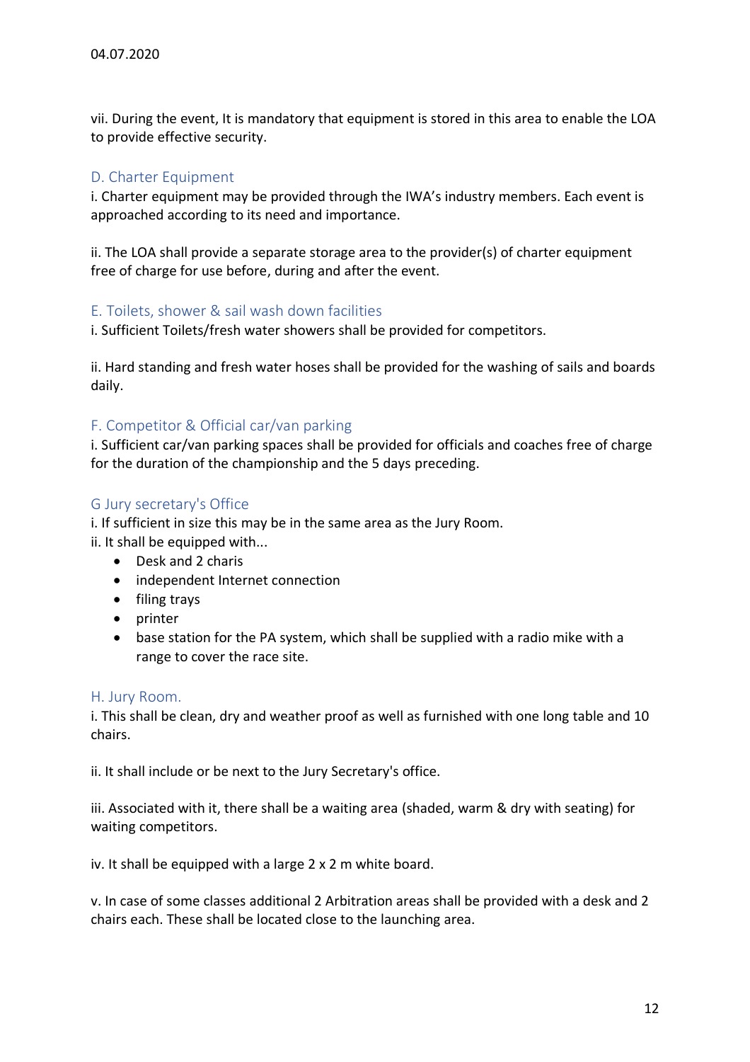04.07.2020

vii. During the event, It is mandatory that equipment is stored in this area to enable the LOA to provide effective security.

### D. Charter Equipment

i. Charter equipment may be provided through the IWA's industry members. Each event is approached according to its need and importance.

ii. The LOA shall provide a separate storage area to the provider(s) of charter equipment free of charge for use before, during and after the event.

### E. Toilets, shower & sail wash down facilities

i. Sufficient Toilets/fresh water showers shall be provided for competitors.

ii. Hard standing and fresh water hoses shall be provided for the washing of sails and boards daily.

### F. Competitor & Official car/van parking

i. Sufficient car/van parking spaces shall be provided for officials and coaches free of charge for the duration of the championship and the 5 days preceding.

### G Jury secretary's Office

i. If sufficient in size this may be in the same area as the Jury Room.
ii. It shall be equipped with...

- Desk and 2 charis
- independent Internet connection
- filing trays
- printer
- base station for the PA system, which shall be supplied with a radio mike with a range to cover the race site.

### H. Jury Room.

i. This shall be clean, dry and weather proof as well as furnished with one long table and 10 chairs.

ii. It shall include or be next to the Jury Secretary's office.

iii. Associated with it, there shall be a waiting area (shaded, warm & dry with seating) for waiting competitors.

iv. It shall be equipped with a large 2 x 2 m white board.

v. In case of some classes additional 2 Arbitration areas shall be provided with a desk and 2 chairs each. These shall be located close to the launching area.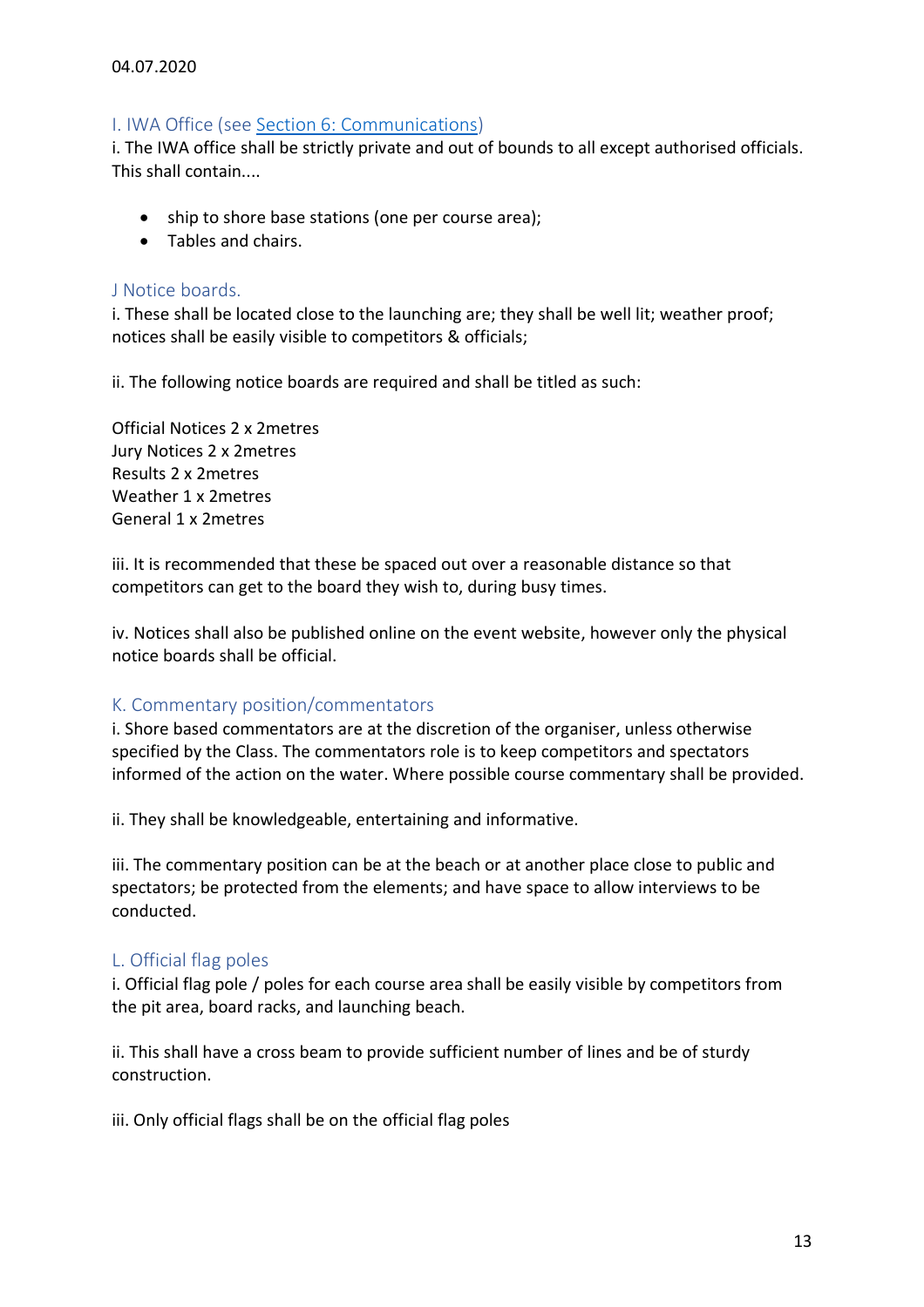04.07.2020

### I. IWA Office (see Section 6: Communications)

i. The IWA office shall be strictly private and out of bounds to all except authorised officials. This shall contain....

- ship to shore base stations (one per course area);
- Tables and chairs.

### J Notice boards.

i. These shall be located close to the launching are; they shall be well lit; weather proof; notices shall be easily visible to competitors & officials;

ii. The following notice boards are required and shall be titled as such:

Official Notices 2 x 2metres
Jury Notices 2 x 2metres
Results 2 x 2metres
Weather 1 x 2metres
General 1 x 2metres

iii. It is recommended that these be spaced out over a reasonable distance so that competitors can get to the board they wish to, during busy times.

iv. Notices shall also be published online on the event website, however only the physical notice boards shall be official.

### K. Commentary position/commentators

i. Shore based commentators are at the discretion of the organiser, unless otherwise specified by the Class. The commentators role is to keep competitors and spectators informed of the action on the water. Where possible course commentary shall be provided.

ii. They shall be knowledgeable, entertaining and informative.

iii. The commentary position can be at the beach or at another place close to public and spectators; be protected from the elements; and have space to allow interviews to be conducted.

### L. Official flag poles

i. Official flag pole / poles for each course area shall be easily visible by competitors from the pit area, board racks, and launching beach.

ii. This shall have a cross beam to provide sufficient number of lines and be of sturdy construction.

iii. Only official flags shall be on the official flag poles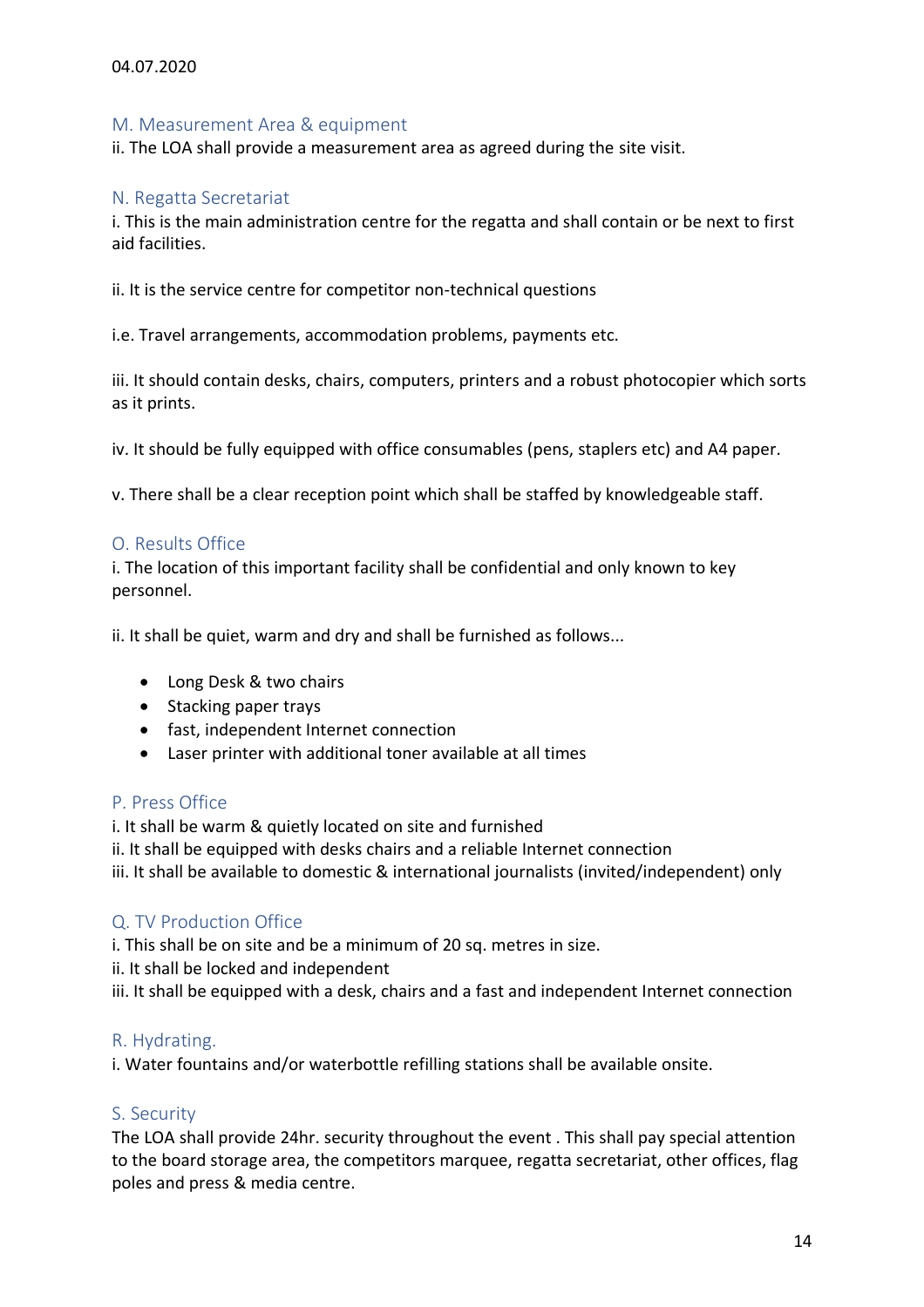04.07.2020

## M. Measurement Area & equipment

ii. The LOA shall provide a measurement area as agreed during the site visit.

## N. Regatta Secretariat

i. This is the main administration centre for the regatta and shall contain or be next to first aid facilities.

ii. It is the service centre for competitor non-technical questions

i.e. Travel arrangements, accommodation problems, payments etc.

iii. It should contain desks, chairs, computers, printers and a robust photocopier which sorts as it prints.

iv. It should be fully equipped with office consumables (pens, staplers etc) and A4 paper.

v. There shall be a clear reception point which shall be staffed by knowledgeable staff.

## O. Results Office

i. The location of this important facility shall be confidential and only known to key personnel.

ii. It shall be quiet, warm and dry and shall be furnished as follows...

- Long Desk & two chairs
- Stacking paper trays
- fast, independent Internet connection
- Laser printer with additional toner available at all times

## P. Press Office

i. It shall be warm & quietly located on site and furnished
ii. It shall be equipped with desks chairs and a reliable Internet connection
iii. It shall be available to domestic & international journalists (invited/independent) only

## Q. TV Production Office

i. This shall be on site and be a minimum of 20 sq. metres in size.
ii. It shall be locked and independent
iii. It shall be equipped with a desk, chairs and a fast and independent Internet connection

## R. Hydrating.

i. Water fountains and/or waterbottle refilling stations shall be available onsite.

## S. Security

The LOA shall provide 24hr. security throughout the event . This shall pay special attention to the board storage area, the competitors marquee, regatta secretariat, other offices, flag poles and press & media centre.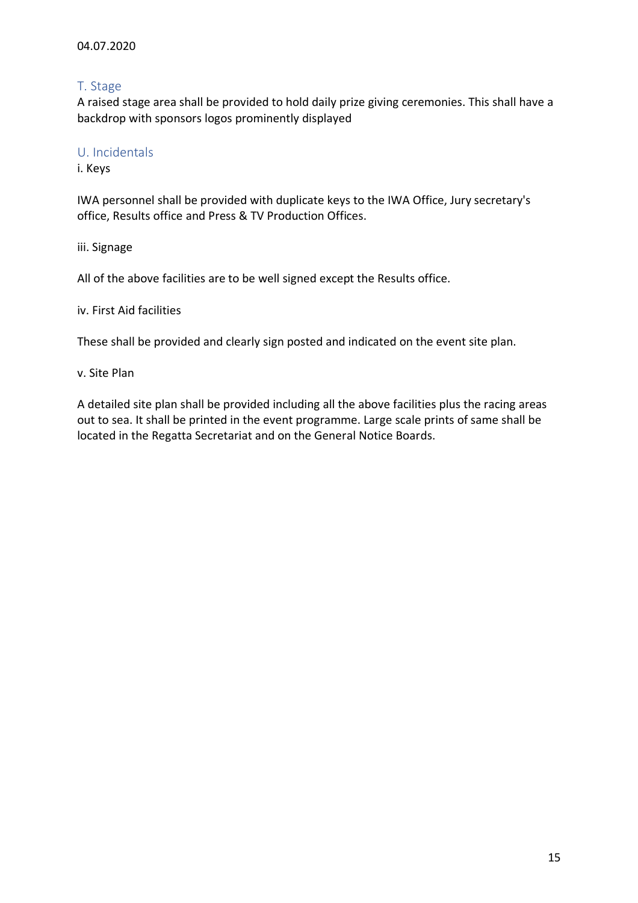04.07.2020

## T. Stage

A raised stage area shall be provided to hold daily prize giving ceremonies. This shall have a backdrop with sponsors logos prominently displayed

## U. Incidentals

i. Keys

IWA personnel shall be provided with duplicate keys to the IWA Office, Jury secretary's office, Results office and Press & TV Production Offices.

iii. Signage

All of the above facilities are to be well signed except the Results office.

iv. First Aid facilities

These shall be provided and clearly sign posted and indicated on the event site plan.

v. Site Plan

A detailed site plan shall be provided including all the above facilities plus the racing areas out to sea. It shall be printed in the event programme. Large scale prints of same shall be located in the Regatta Secretariat and on the General Notice Boards.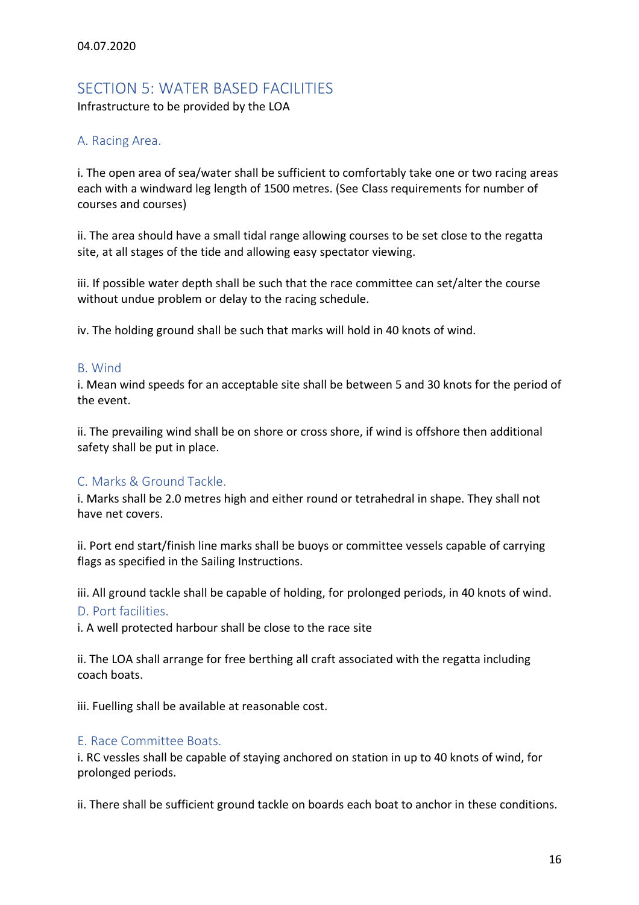04.07.2020

## SECTION 5: WATER BASED FACILITIES

Infrastructure to be provided by the LOA

### A. Racing Area.

i. The open area of sea/water shall be sufficient to comfortably take one or two racing areas each with a windward leg length of 1500 metres. (See Class requirements for number of courses and courses)

ii. The area should have a small tidal range allowing courses to be set close to the regatta site, at all stages of the tide and allowing easy spectator viewing.

iii. If possible water depth shall be such that the race committee can set/alter the course without undue problem or delay to the racing schedule.

iv. The holding ground shall be such that marks will hold in 40 knots of wind.

### B. Wind

i. Mean wind speeds for an acceptable site shall be between 5 and 30 knots for the period of the event.

ii. The prevailing wind shall be on shore or cross shore, if wind is offshore then additional safety shall be put in place.

### C. Marks & Ground Tackle.

i. Marks shall be 2.0 metres high and either round or tetrahedral in shape. They shall not have net covers.

ii. Port end start/finish line marks shall be buoys or committee vessels capable of carrying flags as specified in the Sailing Instructions.

iii. All ground tackle shall be capable of holding, for prolonged periods, in 40 knots of wind.

### D. Port facilities.

i. A well protected harbour shall be close to the race site

ii. The LOA shall arrange for free berthing all craft associated with the regatta including coach boats.

iii. Fuelling shall be available at reasonable cost.

### E. Race Committee Boats.

i. RC vessles shall be capable of staying anchored on station in up to 40 knots of wind, for prolonged periods.

ii. There shall be sufficient ground tackle on boards each boat to anchor in these conditions.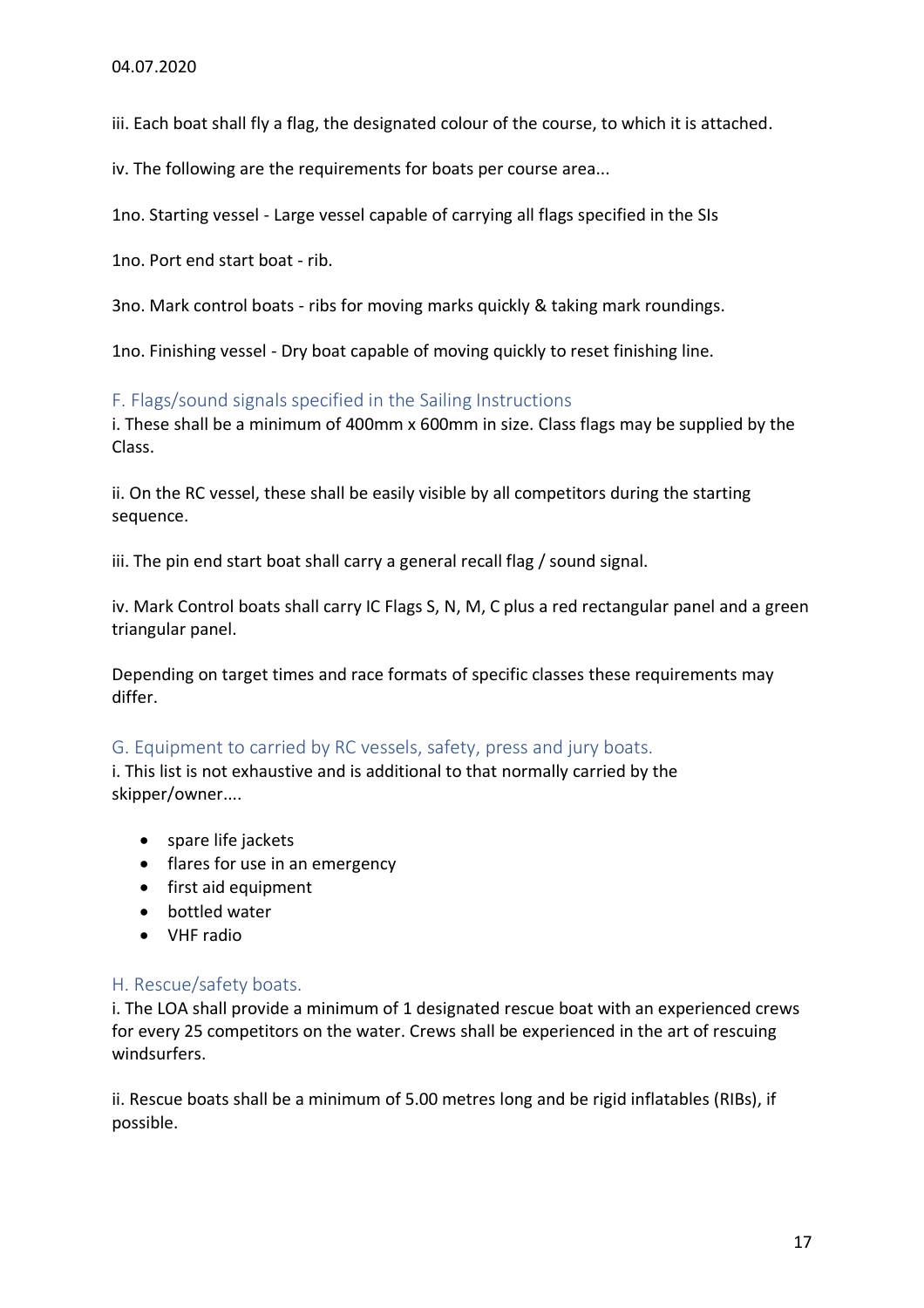04.07.2020

iii. Each boat shall fly a flag, the designated colour of the course, to which it is attached.

iv. The following are the requirements for boats per course area...

1no. Starting vessel - Large vessel capable of carrying all flags specified in the SIs

1no. Port end start boat - rib.

3no. Mark control boats - ribs for moving marks quickly & taking mark roundings.

1no. Finishing vessel - Dry boat capable of moving quickly to reset finishing line.

## F. Flags/sound signals specified in the Sailing Instructions

i. These shall be a minimum of 400mm x 600mm in size. Class flags may be supplied by the Class.

ii. On the RC vessel, these shall be easily visible by all competitors during the starting sequence.

iii. The pin end start boat shall carry a general recall flag / sound signal.

iv. Mark Control boats shall carry IC Flags S, N, M, C plus a red rectangular panel and a green triangular panel.

Depending on target times and race formats of specific classes these requirements may differ.

## G. Equipment to carried by RC vessels, safety, press and jury boats.

i. This list is not exhaustive and is additional to that normally carried by the skipper/owner....

- spare life jackets
- flares for use in an emergency
- first aid equipment
- bottled water
- VHF radio

## H. Rescue/safety boats.

i. The LOA shall provide a minimum of 1 designated rescue boat with an experienced crews for every 25 competitors on the water. Crews shall be experienced in the art of rescuing windsurfers.

ii. Rescue boats shall be a minimum of 5.00 metres long and be rigid inflatables (RIBs), if possible.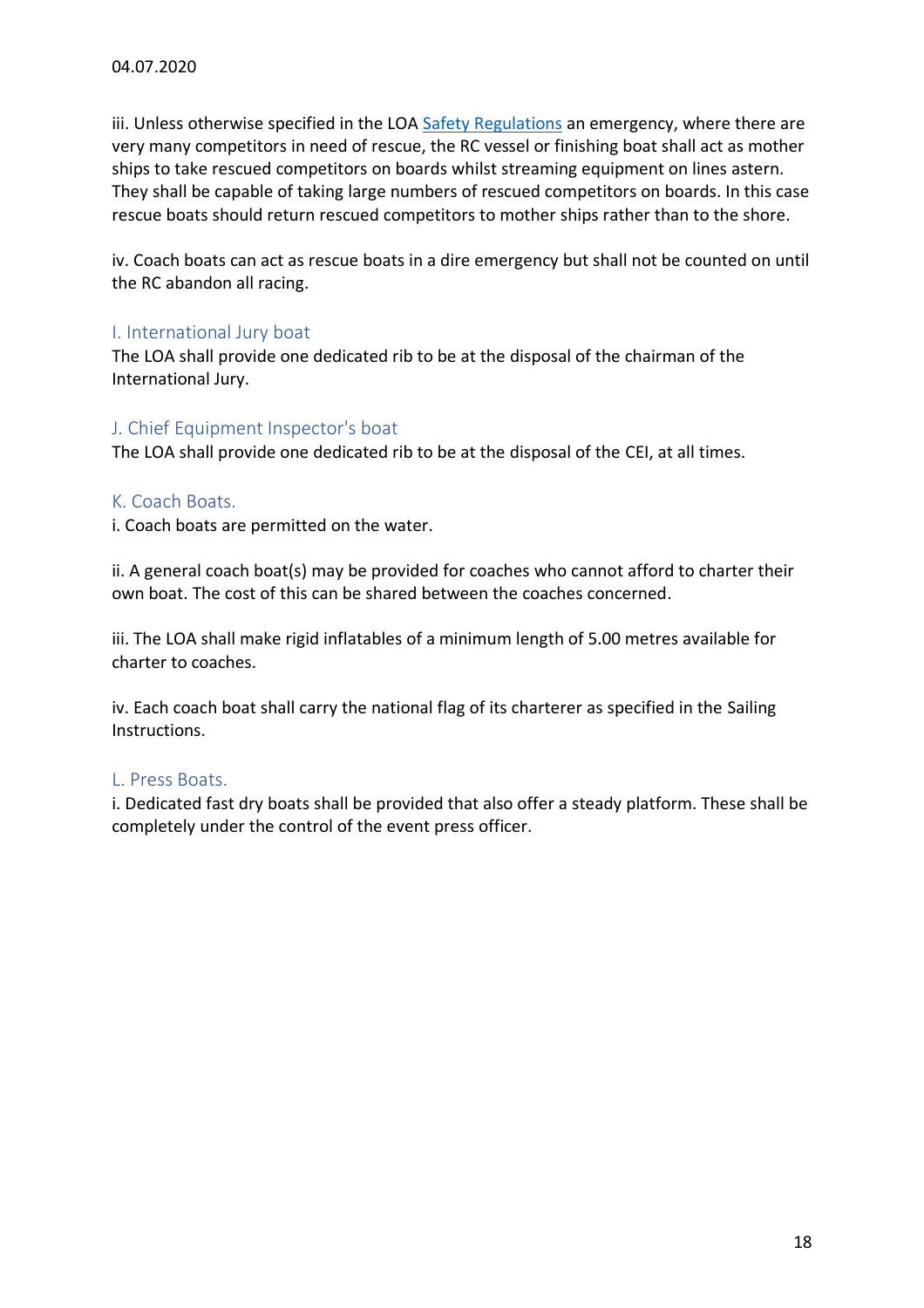iii. Unless otherwise specified in the LOA Safety Regulations an emergency, where there are very many competitors in need of rescue, the RC vessel or finishing boat shall act as mother ships to take rescued competitors on boards whilst streaming equipment on lines astern. They shall be capable of taking large numbers of rescued competitors on boards. In this case rescue boats should return rescued competitors to mother ships rather than to the shore.

iv. Coach boats can act as rescue boats in a dire emergency but shall not be counted on until the RC abandon all racing.

### I. International Jury boat

The LOA shall provide one dedicated rib to be at the disposal of the chairman of the International Jury.

### J. Chief Equipment Inspector's boat

The LOA shall provide one dedicated rib to be at the disposal of the CEI, at all times.

### K. Coach Boats.

i. Coach boats are permitted on the water.

ii. A general coach boat(s) may be provided for coaches who cannot afford to charter their own boat. The cost of this can be shared between the coaches concerned.

iii. The LOA shall make rigid inflatables of a minimum length of 5.00 metres available for charter to coaches.

iv. Each coach boat shall carry the national flag of its charterer as specified in the Sailing Instructions.

### L. Press Boats.

i. Dedicated fast dry boats shall be provided that also offer a steady platform. These shall be completely under the control of the event press officer.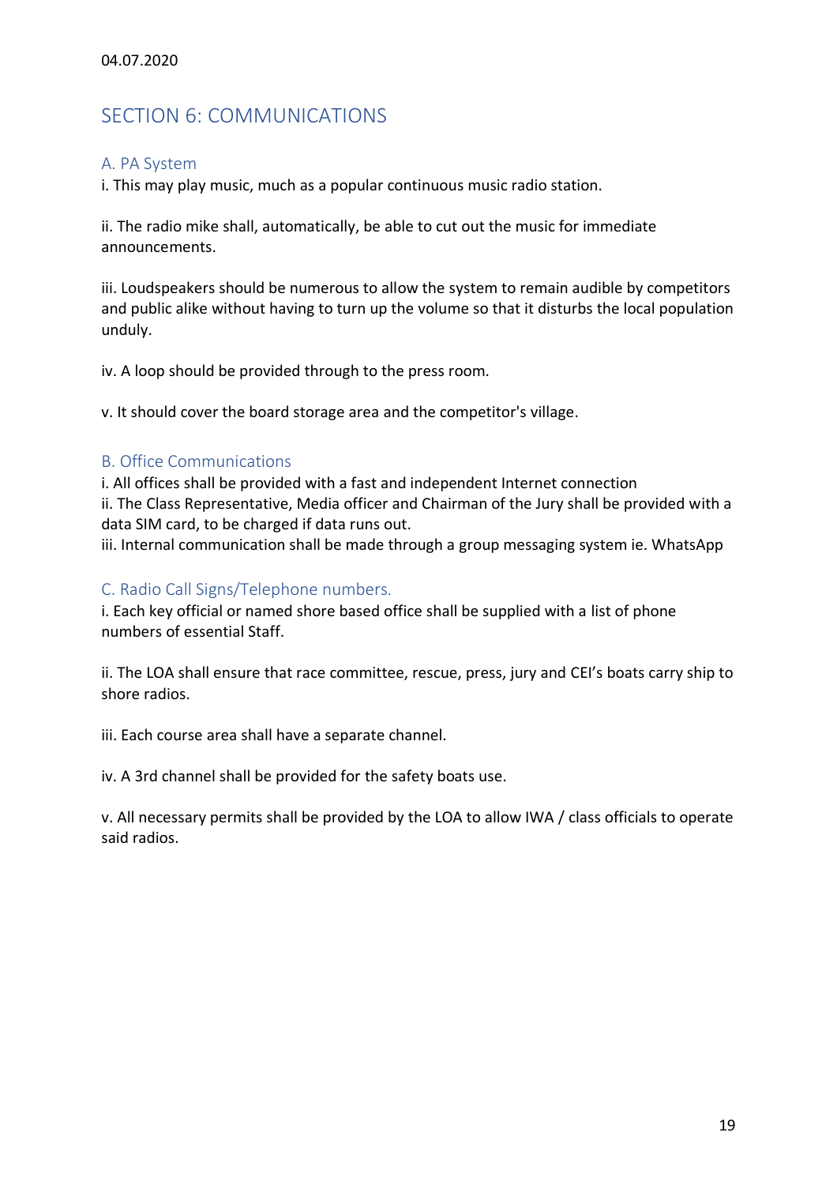04.07.2020

# SECTION 6: COMMUNICATIONS

## A. PA System

i. This may play music, much as a popular continuous music radio station.

ii. The radio mike shall, automatically, be able to cut out the music for immediate announcements.

iii. Loudspeakers should be numerous to allow the system to remain audible by competitors and public alike without having to turn up the volume so that it disturbs the local population unduly.

iv. A loop should be provided through to the press room.

v. It should cover the board storage area and the competitor's village.

## B. Office Communications

i. All offices shall be provided with a fast and independent Internet connection
ii. The Class Representative, Media officer and Chairman of the Jury shall be provided with a data SIM card, to be charged if data runs out.
iii. Internal communication shall be made through a group messaging system ie. WhatsApp

## C. Radio Call Signs/Telephone numbers.

i. Each key official or named shore based office shall be supplied with a list of phone numbers of essential Staff.

ii. The LOA shall ensure that race committee, rescue, press, jury and CEI's boats carry ship to shore radios.

iii. Each course area shall have a separate channel.

iv. A 3rd channel shall be provided for the safety boats use.

v. All necessary permits shall be provided by the LOA to allow IWA / class officials to operate said radios.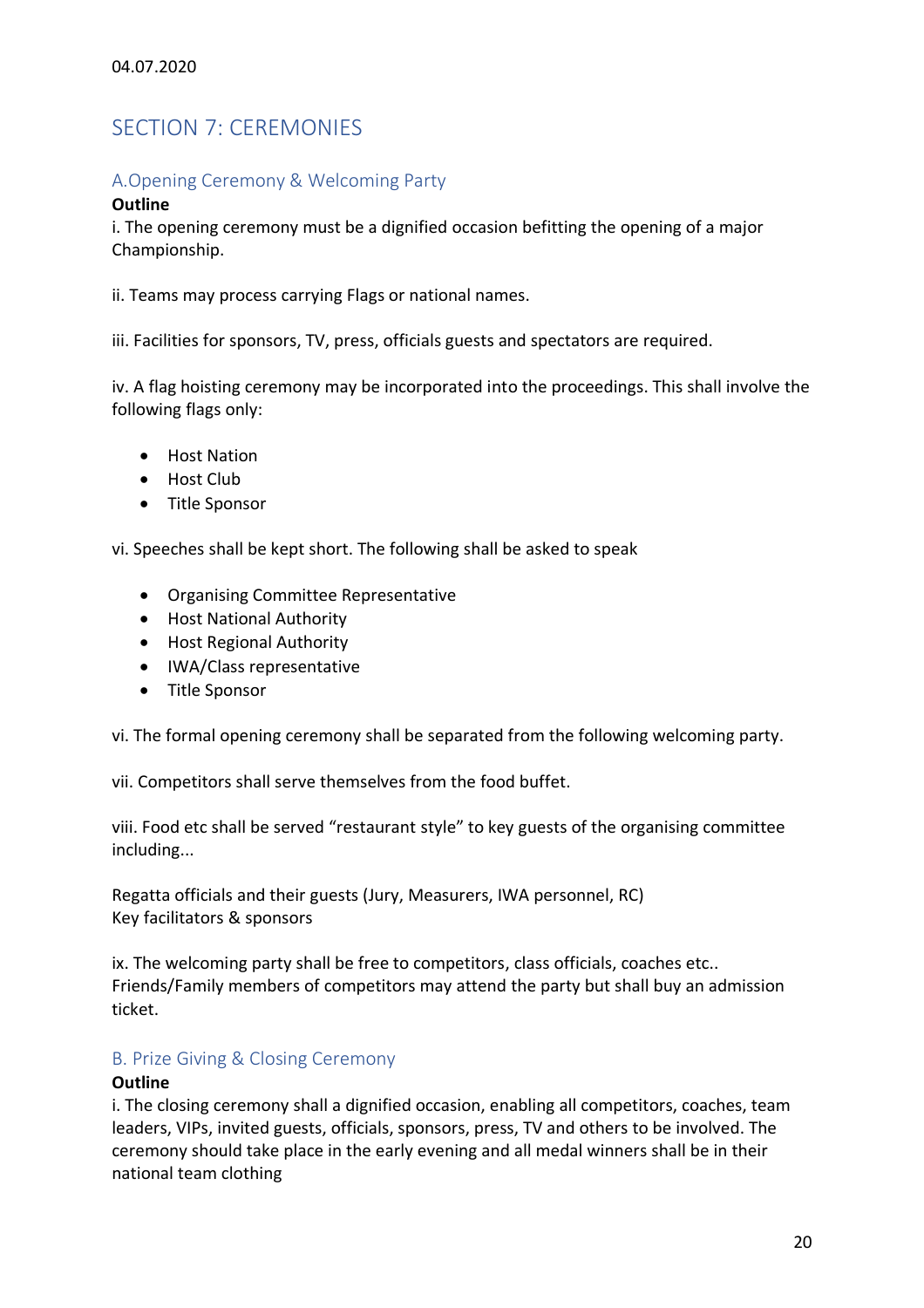04.07.2020

# SECTION 7: CEREMONIES

## A.Opening Ceremony & Welcoming Party

**Outline**

i. The opening ceremony must be a dignified occasion befitting the opening of a major Championship.

ii. Teams may process carrying Flags or national names.

iii. Facilities for sponsors, TV, press, officials guests and spectators are required.

iv. A flag hoisting ceremony may be incorporated into the proceedings. This shall involve the following flags only:

- Host Nation
- Host Club
- Title Sponsor

vi. Speeches shall be kept short. The following shall be asked to speak

- Organising Committee Representative
- Host National Authority
- Host Regional Authority
- IWA/Class representative
- Title Sponsor

vi. The formal opening ceremony shall be separated from the following welcoming party.

vii. Competitors shall serve themselves from the food buffet.

viii. Food etc shall be served "restaurant style" to key guests of the organising committee including...

Regatta officials and their guests (Jury, Measurers, IWA personnel, RC)
Key facilitators & sponsors

ix. The welcoming party shall be free to competitors, class officials, coaches etc.. Friends/Family members of competitors may attend the party but shall buy an admission ticket.

## B. Prize Giving & Closing Ceremony

**Outline**

i. The closing ceremony shall a dignified occasion, enabling all competitors, coaches, team leaders, VIPs, invited guests, officials, sponsors, press, TV and others to be involved. The ceremony should take place in the early evening and all medal winners shall be in their national team clothing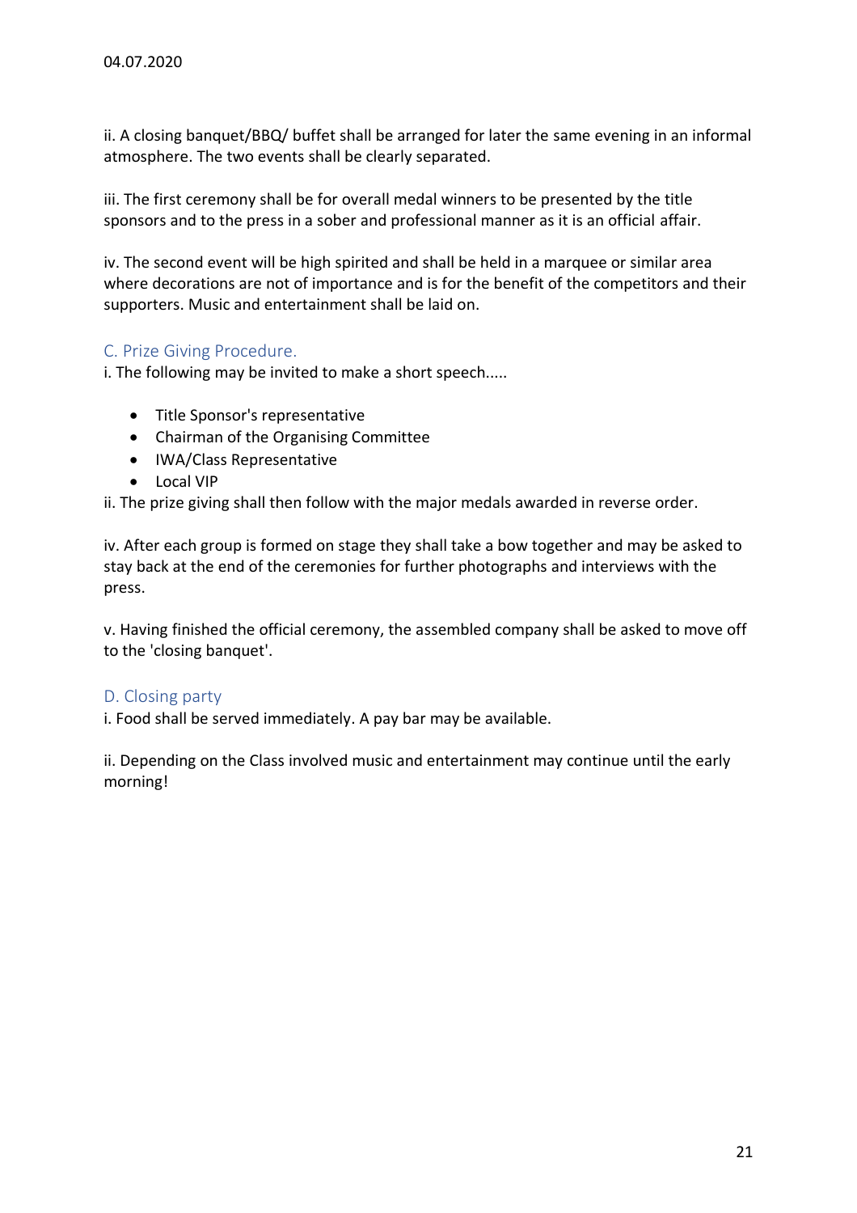ii. A closing banquet/BBQ/ buffet shall be arranged for later the same evening in an informal atmosphere. The two events shall be clearly separated.

iii. The first ceremony shall be for overall medal winners to be presented by the title sponsors and to the press in a sober and professional manner as it is an official affair.

iv. The second event will be high spirited and shall be held in a marquee or similar area where decorations are not of importance and is for the benefit of the competitors and their supporters. Music and entertainment shall be laid on.

### C. Prize Giving Procedure.

i. The following may be invited to make a short speech.....

- Title Sponsor's representative
- Chairman of the Organising Committee
- IWA/Class Representative
- Local VIP

ii. The prize giving shall then follow with the major medals awarded in reverse order.

iv. After each group is formed on stage they shall take a bow together and may be asked to stay back at the end of the ceremonies for further photographs and interviews with the press.

v. Having finished the official ceremony, the assembled company shall be asked to move off to the 'closing banquet'.

### D. Closing party

i. Food shall be served immediately. A pay bar may be available.

ii. Depending on the Class involved music and entertainment may continue until the early morning!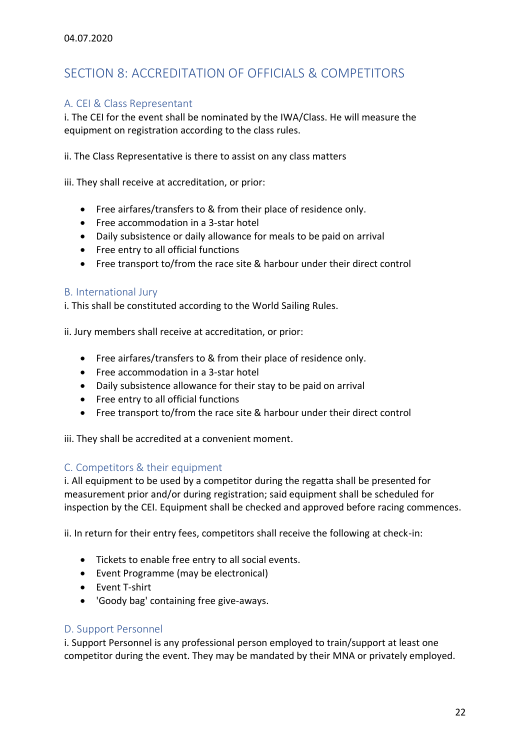04.07.2020

## SECTION 8: ACCREDITATION OF OFFICIALS & COMPETITORS

### A. CEI & Class Representant

i. The CEI for the event shall be nominated by the IWA/Class. He will measure the equipment on registration according to the class rules.

ii. The Class Representative is there to assist on any class matters

iii. They shall receive at accreditation, or prior:

- Free airfares/transfers to & from their place of residence only.
- Free accommodation in a 3-star hotel
- Daily subsistence or daily allowance for meals to be paid on arrival
- Free entry to all official functions
- Free transport to/from the race site & harbour under their direct control

### B. International Jury

i. This shall be constituted according to the World Sailing Rules.

ii. Jury members shall receive at accreditation, or prior:

- Free airfares/transfers to & from their place of residence only.
- Free accommodation in a 3-star hotel
- Daily subsistence allowance for their stay to be paid on arrival
- Free entry to all official functions
- Free transport to/from the race site & harbour under their direct control

iii. They shall be accredited at a convenient moment.

### C. Competitors & their equipment

i. All equipment to be used by a competitor during the regatta shall be presented for measurement prior and/or during registration; said equipment shall be scheduled for inspection by the CEI. Equipment shall be checked and approved before racing commences.

ii. In return for their entry fees, competitors shall receive the following at check-in:

- Tickets to enable free entry to all social events.
- Event Programme (may be electronical)
- Event T-shirt
- 'Goody bag' containing free give-aways.

### D. Support Personnel

i. Support Personnel is any professional person employed to train/support at least one competitor during the event. They may be mandated by their MNA or privately employed.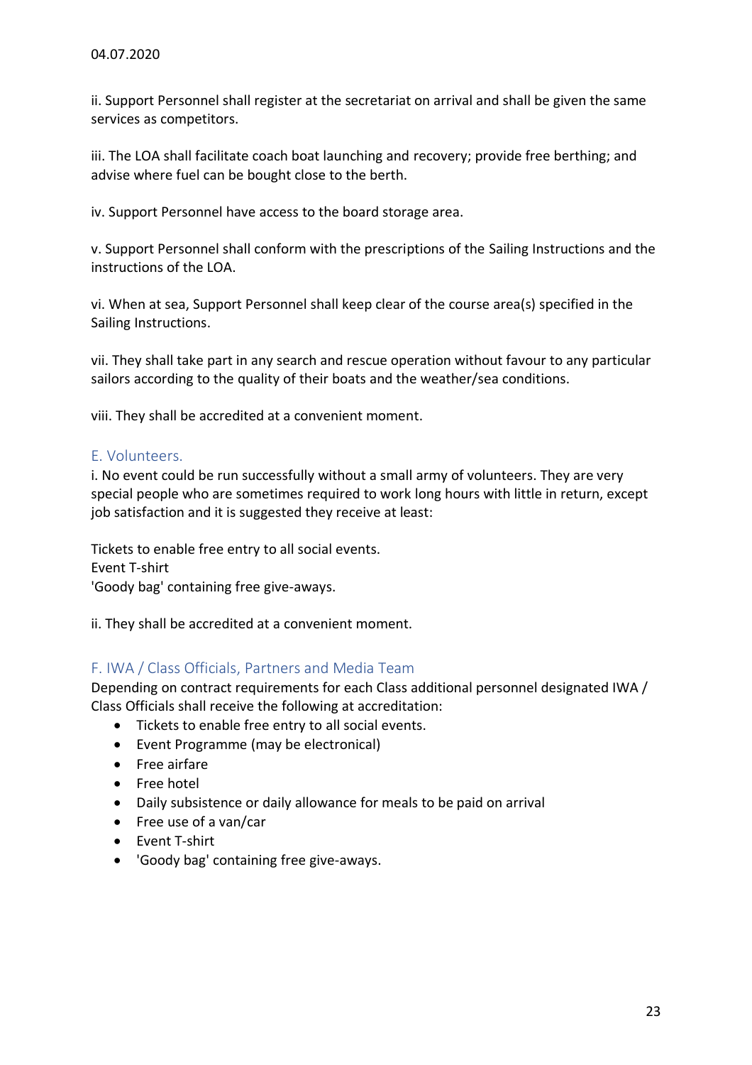ii. Support Personnel shall register at the secretariat on arrival and shall be given the same services as competitors.

iii. The LOA shall facilitate coach boat launching and recovery; provide free berthing; and advise where fuel can be bought close to the berth.

iv. Support Personnel have access to the board storage area.

v. Support Personnel shall conform with the prescriptions of the Sailing Instructions and the instructions of the LOA.

vi. When at sea, Support Personnel shall keep clear of the course area(s) specified in the Sailing Instructions.

vii. They shall take part in any search and rescue operation without favour to any particular sailors according to the quality of their boats and the weather/sea conditions.

viii. They shall be accredited at a convenient moment.

### E. Volunteers.

i. No event could be run successfully without a small army of volunteers. They are very special people who are sometimes required to work long hours with little in return, except job satisfaction and it is suggested they receive at least:

Tickets to enable free entry to all social events.
Event T-shirt
'Goody bag' containing free give-aways.

ii. They shall be accredited at a convenient moment.

### F. IWA / Class Officials, Partners and Media Team

Depending on contract requirements for each Class additional personnel designated IWA / Class Officials shall receive the following at accreditation:

- Tickets to enable free entry to all social events.
- Event Programme (may be electronical)
- Free airfare
- Free hotel
- Daily subsistence or daily allowance for meals to be paid on arrival
- Free use of a van/car
- Event T-shirt
- 'Goody bag' containing free give-aways.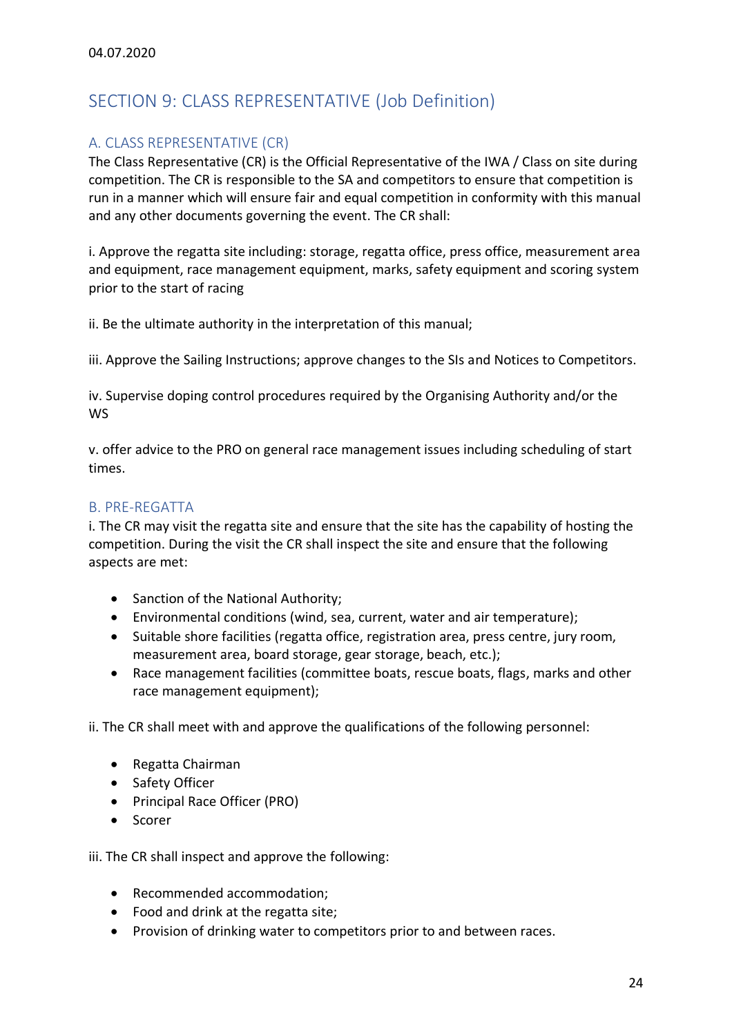04.07.2020

## SECTION 9: CLASS REPRESENTATIVE (Job Definition)

### A. CLASS REPRESENTATIVE (CR)

The Class Representative (CR) is the Official Representative of the IWA / Class on site during competition. The CR is responsible to the SA and competitors to ensure that competition is run in a manner which will ensure fair and equal competition in conformity with this manual and any other documents governing the event. The CR shall:

i. Approve the regatta site including: storage, regatta office, press office, measurement area and equipment, race management equipment, marks, safety equipment and scoring system prior to the start of racing

ii. Be the ultimate authority in the interpretation of this manual;

iii. Approve the Sailing Instructions; approve changes to the SIs and Notices to Competitors.

iv. Supervise doping control procedures required by the Organising Authority and/or the WS

v. offer advice to the PRO on general race management issues including scheduling of start times.

### B. PRE-REGATTA

i. The CR may visit the regatta site and ensure that the site has the capability of hosting the competition. During the visit the CR shall inspect the site and ensure that the following aspects are met:

- Sanction of the National Authority;
- Environmental conditions (wind, sea, current, water and air temperature);
- Suitable shore facilities (regatta office, registration area, press centre, jury room, measurement area, board storage, gear storage, beach, etc.);
- Race management facilities (committee boats, rescue boats, flags, marks and other race management equipment);

ii. The CR shall meet with and approve the qualifications of the following personnel:

- Regatta Chairman
- Safety Officer
- Principal Race Officer (PRO)
- Scorer

iii. The CR shall inspect and approve the following:

- Recommended accommodation;
- Food and drink at the regatta site;
- Provision of drinking water to competitors prior to and between races.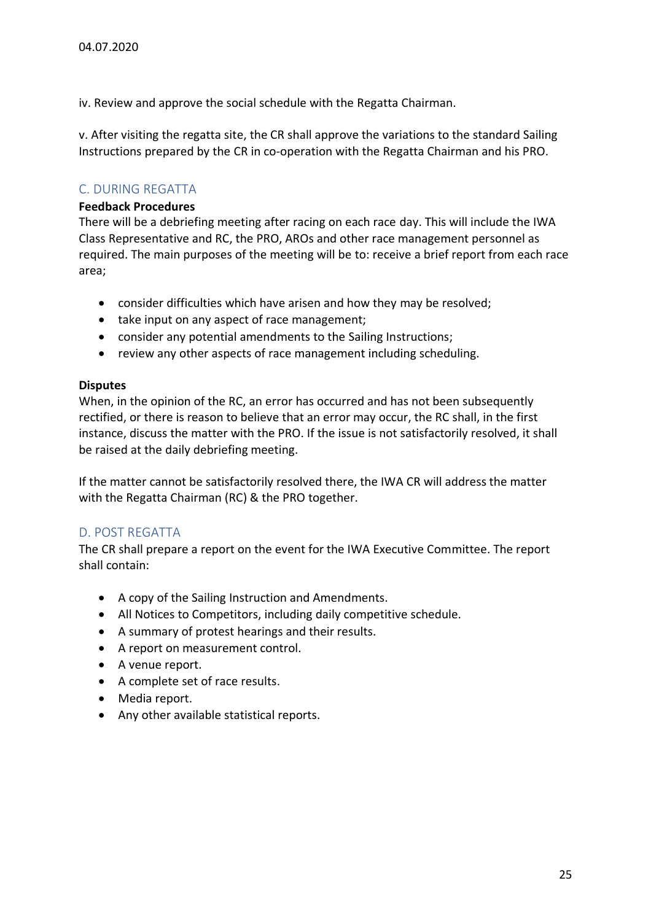04.07.2020

iv. Review and approve the social schedule with the Regatta Chairman.

v. After visiting the regatta site, the CR shall approve the variations to the standard Sailing Instructions prepared by the CR in co-operation with the Regatta Chairman and his PRO.

## C. DURING REGATTA

**Feedback Procedures**

There will be a debriefing meeting after racing on each race day. This will include the IWA Class Representative and RC, the PRO, AROs and other race management personnel as required. The main purposes of the meeting will be to: receive a brief report from each race area;

- consider difficulties which have arisen and how they may be resolved;
- take input on any aspect of race management;
- consider any potential amendments to the Sailing Instructions;
- review any other aspects of race management including scheduling.

**Disputes**

When, in the opinion of the RC, an error has occurred and has not been subsequently rectified, or there is reason to believe that an error may occur, the RC shall, in the first instance, discuss the matter with the PRO. If the issue is not satisfactorily resolved, it shall be raised at the daily debriefing meeting.

If the matter cannot be satisfactorily resolved there, the IWA CR will address the matter with the Regatta Chairman (RC) & the PRO together.

## D. POST REGATTA

The CR shall prepare a report on the event for the IWA Executive Committee. The report shall contain:

- A copy of the Sailing Instruction and Amendments.
- All Notices to Competitors, including daily competitive schedule.
- A summary of protest hearings and their results.
- A report on measurement control.
- A venue report.
- A complete set of race results.
- Media report.
- Any other available statistical reports.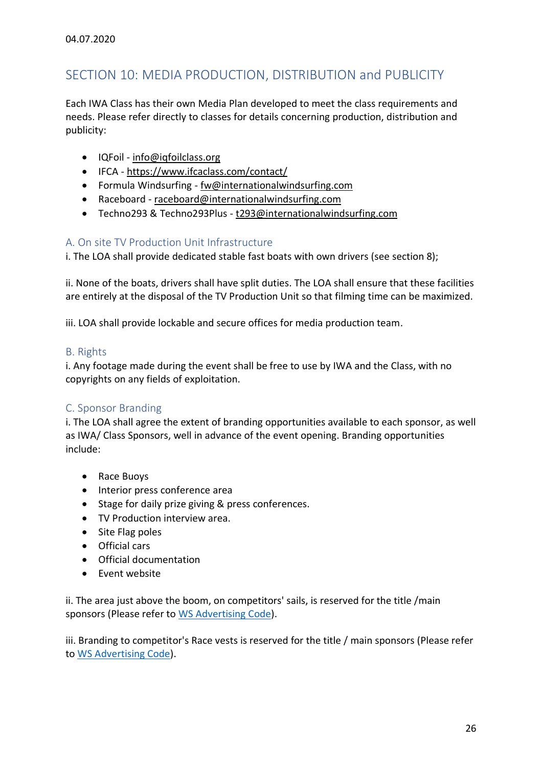04.07.2020

## SECTION 10: MEDIA PRODUCTION, DISTRIBUTION and PUBLICITY

Each IWA Class has their own Media Plan developed to meet the class requirements and needs. Please refer directly to classes for details concerning production, distribution and publicity:

- IQFoil - info@iqfoilclass.org
- IFCA - https://www.ifcaclass.com/contact/
- Formula Windsurfing - fw@internationalwindsurfing.com
- Raceboard - raceboard@internationalwindsurfing.com
- Techno293 & Techno293Plus - t293@internationalwindsurfing.com

### A. On site TV Production Unit Infrastructure

i. The LOA shall provide dedicated stable fast boats with own drivers (see section 8);

ii. None of the boats, drivers shall have split duties. The LOA shall ensure that these facilities are entirely at the disposal of the TV Production Unit so that filming time can be maximized.

iii. LOA shall provide lockable and secure offices for media production team.

### B. Rights

i. Any footage made during the event shall be free to use by IWA and the Class, with no copyrights on any fields of exploitation.

### C. Sponsor Branding

i. The LOA shall agree the extent of branding opportunities available to each sponsor, as well as IWA/ Class Sponsors, well in advance of the event opening. Branding opportunities include:

- Race Buoys
- Interior press conference area
- Stage for daily prize giving & press conferences.
- TV Production interview area.
- Site Flag poles
- Official cars
- Official documentation
- Event website

ii. The area just above the boom, on competitors' sails, is reserved for the title /main sponsors (Please refer to WS Advertising Code).

iii. Branding to competitor's Race vests is reserved for the title / main sponsors (Please refer to WS Advertising Code).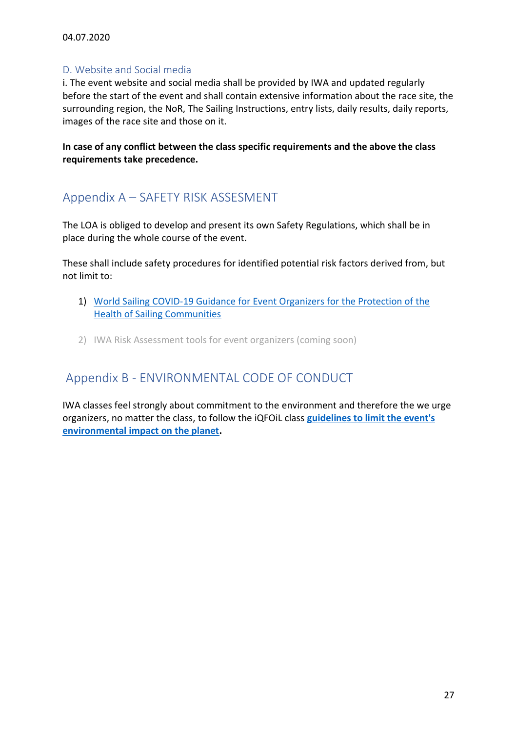04.07.2020

### D. Website and Social media

i. The event website and social media shall be provided by IWA and updated regularly before the start of the event and shall contain extensive information about the race site, the surrounding region, the NoR, The Sailing Instructions, entry lists, daily results, daily reports, images of the race site and those on it.

**In case of any conflict between the class specific requirements and the above the class requirements take precedence.**

## Appendix A – SAFETY RISK ASSESMENT

The LOA is obliged to develop and present its own Safety Regulations, which shall be in place during the whole course of the event.

These shall include safety procedures for identified potential risk factors derived from, but not limit to:

1) World Sailing COVID-19 Guidance for Event Organizers for the Protection of the Health of Sailing Communities
2) IWA Risk Assessment tools for event organizers (coming soon)

## Appendix B - ENVIRONMENTAL CODE OF CONDUCT

IWA classes feel strongly about commitment to the environment and therefore the we urge organizers, no matter the class, to follow the iQFOiL class **guidelines to limit the event's environmental impact on the planet**.